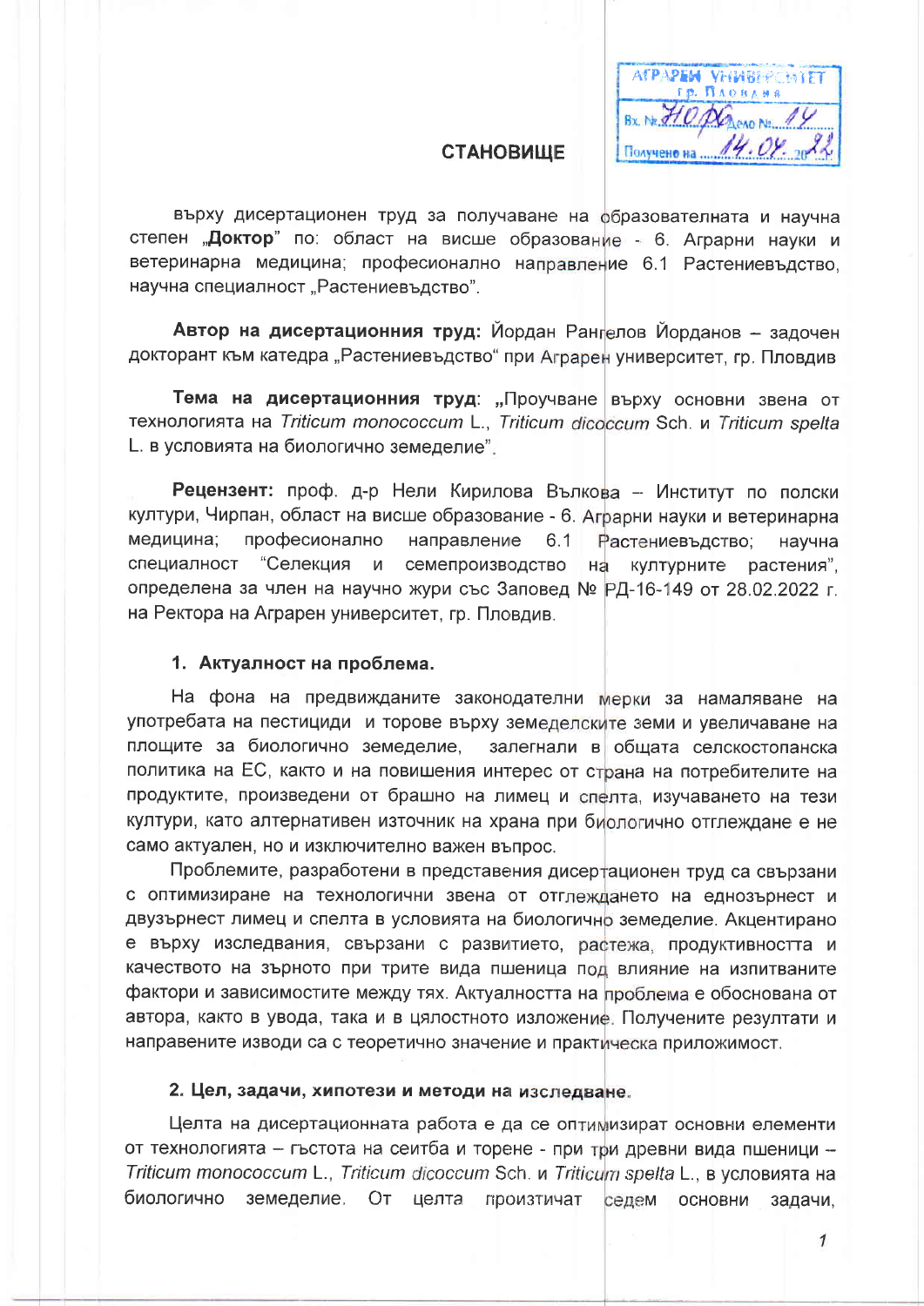АГРАРЕН УНИВЕРСИТЕТ
гр. Пловдив
Вх. № 110/06 Дело № 14
Получено на 14.04.2022

# СТАНОВИЩЕ

върху дисертационен труд за получаване на образователната и научна степен „**Доктор**" по: област на висше образование - 6. Аграрни науки и ветеринарна медицина; професионално направление 6.1 Растениевъдство, научна специалност „Растениевъдство".

**Автор на дисертационния труд:** Йордан Рангелов Йорданов – задочен докторант към катедра „Растениевъдство" при Аграрен университет, гр. Пловдив

**Тема на дисертационния труд**: „Проучване върху основни звена от технологията на *Triticum monococcum* L., *Triticum dicoccum* Sch. и *Triticum spelta* L. в условията на биологично земеделие".

**Рецензент:** проф. д-р Нели Кирилова Вълкова – Институт по полски култури, Чирпан, област на висше образование - 6. Аграрни науки и ветеринарна медицина; професионално направление 6.1 Растениевъдство; научна специалност "Селекция и семепроизводство на културните растения", определена за член на научно жури със Заповед № РД-16-149 от 28.02.2022 г. на Ректора на Аграрен университет, гр. Пловдив.

## 1. Актуалност на проблема.

На фона на предвижданите законодателни мерки за намаляване на употребата на пестициди и торове върху земеделските земи и увеличаване на площите за биологично земеделие, залегнали в общата селскостопанска политика на ЕС, както и на повишения интерес от страна на потребителите на продуктите, произведени от брашно на лимец и спелта, изучаването на тези култури, като алтернативен източник на храна при биологично отглеждане е не само актуален, но и изключително важен въпрос.

Проблемите, разработени в представения дисертационен труд са свързани с оптимизиране на технологични звена от отглеждането на еднозърнест и двузърнест лимец и спелта в условията на биологично земеделие. Акцентирано е върху изследвания, свързани с развитието, растежа, продуктивността и качеството на зърното при трите вида пшеница под влияние на изпитваните фактори и зависимостите между тях. Актуалността на проблема е обоснована от автора, както в увода, така и в цялостното изложение. Получените резултати и направените изводи са с теоретично значение и практическа приложимост.

## 2. Цел, задачи, хипотези и методи на изследване.

Целта на дисертационната работа е да се оптимизират основни елементи от технологията – гъстота на сеитба и торене - при три древни вида пшеници – *Triticum monococcum* L., *Triticum dicoccum* Sch. и *Triticum spelta* L., в условията на биологично земеделие. От целта произтичат седем основни задачи,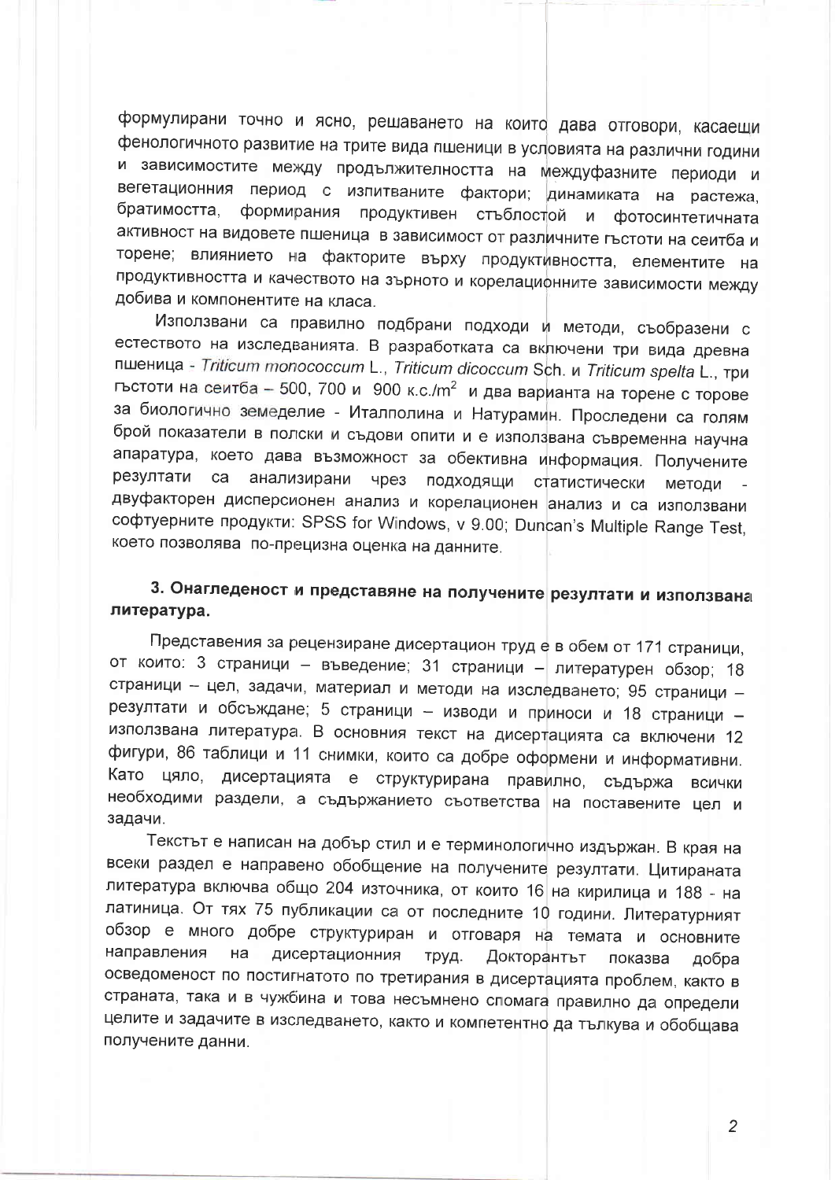формулирани точно и ясно, решаването на които дава отговори, касаещи фенологичното развитие на трите вида пшеници в условията на различни години и зависимостите между продължителността на междуфазните периоди и вегетационния период с изпитваните фактори; динамиката на растежа, братимостта, формирания продуктивен стъблостой и фотосинтетичната активност на видовете пшеница в зависимост от различните гъстоти на сеитба и торене; влиянието на факторите върху продуктивността, елементите на продуктивността и качеството на зърното и корелационните зависимости между добива и компонентите на класа.

Използвани са правилно подбрани подходи и методи, съобразени с естеството на изследванията. В разработката са включени три вида древна пшеница - *Triticum monococcum* L., *Triticum dicoccum* Sch. и *Triticum spelta* L., три гъстоти на сеитба – 500, 700 и 900 к.с./m$^2$ и два варианта на торене с торове за биологично земеделие - Италполина и Натурамин. Проследени са голям брой показатели в полски и съдови опити и е използвана съвременна научна апаратура, което дава възможност за обективна информация. Получените резултати са анализирани чрез подходящи статистически методи - двуфакторен дисперсионен анализ и корелационен анализ и са използвани софтуерните продукти: SPSS for Windows, v 9.00; Duncan's Multiple Range Test, което позволява по-прецизна оценка на данните.

### 3. Онагледеност и представяне на получените резултати и използвана литература.

Представения за рецензиране дисертацион труд е в обем от 171 страници, от които: 3 страници – въведение; 31 страници – литературен обзор; 18 страници – цел, задачи, материал и методи на изследването; 95 страници – резултати и обсъждане; 5 страници – изводи и приноси и 18 страници – използвана литература. В основния текст на дисертацията са включени 12 фигури, 86 таблици и 11 снимки, които са добре оформени и информативни. Като цяло, дисертацията е структурирана правилно, съдържа всички необходими раздели, а съдържанието съответства на поставените цел и задачи.

Текстът е написан на добър стил и е терминологично издържан. В края на всеки раздел е направено обобщение на получените резултати. Цитираната литература включва общо 204 източника, от които 16 на кирилица и 188 - на латиница. От тях 75 публикации са от последните 10 години. Литературният обзор е много добре структуриран и отговаря на темата и основните направления на дисертационния труд. Докторантът показва добра осведоменост по постигнатото по третирания в дисертацията проблем, както в страната, така и в чужбина и това несъмнено спомага правилно да определи целите и задачите в изследването, както и компетентно да тълкува и обобщава получените данни.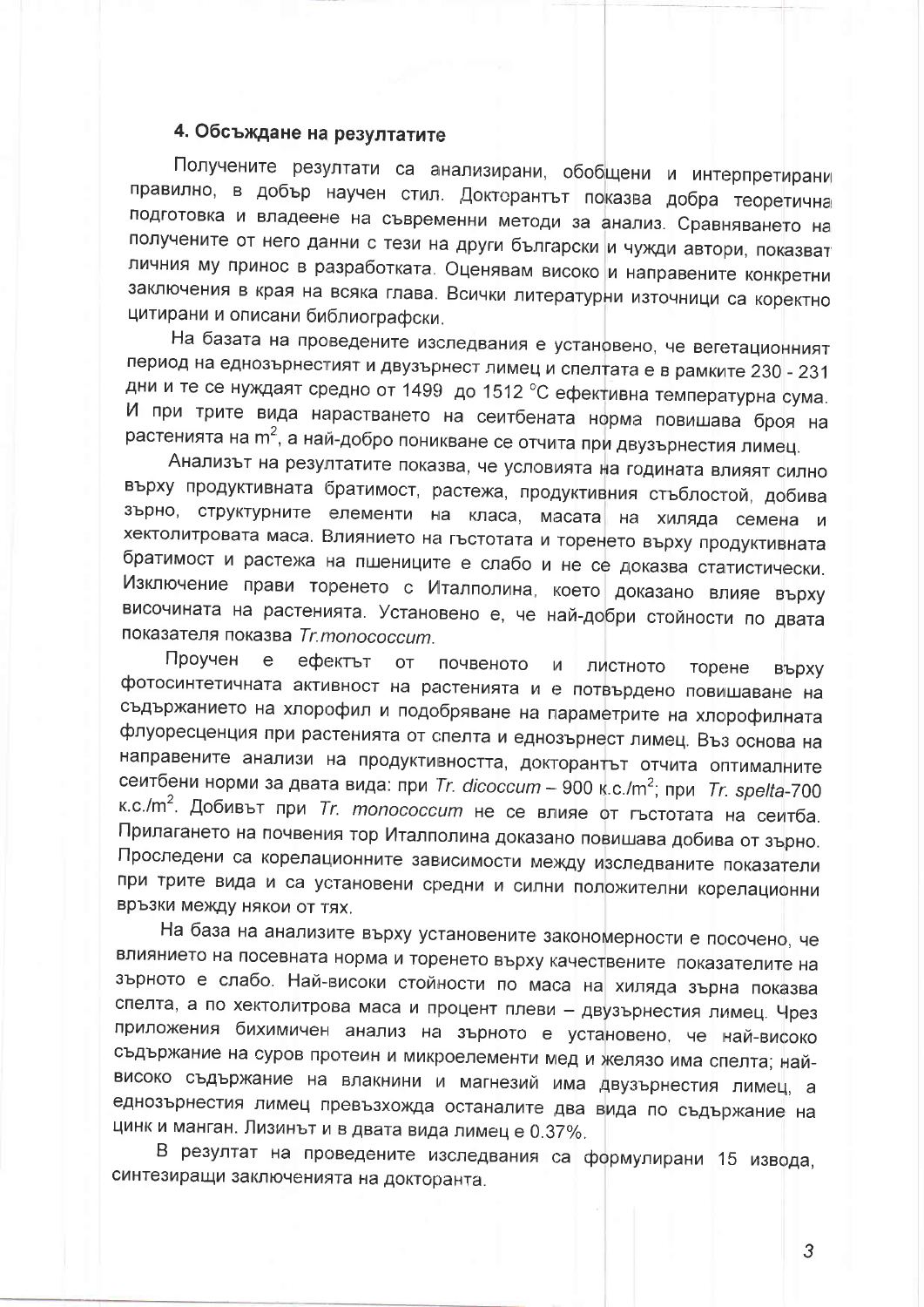## 4. Обсъждане на резултатите

Получените резултати са анализирани, обобщени и интерпретирани правилно, в добър научен стил. Докторантът показва добра теоретична подготовка и владеене на съвременни методи за анализ. Сравняването на получените от него данни с тези на други български и чужди автори, показват личния му принос в разработката. Оценявам високо и направените конкретни заключения в края на всяка глава. Всички литературни източници са коректно цитирани и описани библиографски.

На базата на проведените изследвания е установено, че вегетационният период на еднозърнестият и двузърнест лимец и спелтата е в рамките 230 - 231 дни и те се нуждаят средно от 1499 до 1512 °C ефективна температурна сума. И при трите вида нарастването на сеитбената норма повишава броя на растенията на $m^2$, а най-добро поникване се отчита при двузърнестия лимец.

Анализът на резултатите показва, че условията на годината влияят силно върху продуктивната братимост, растежа, продуктивния стъблостой, добива зърно, структурните елементи на класа, масата на хиляда семена и хектолитровата маса. Влиянието на гъстотата и торенето върху продуктивната братимост и растежа на пшениците е слабо и не се доказва статистически. Изключение прави торенето с Италполина, което доказано влияе върху височината на растенията. Установено е, че най-добри стойности по двата показателя показва *Tr.monococcum*.

Проучен е ефектът от почвеното и листното торене върху фотосинтетичната активност на растенията и е потвърдено повишаване на съдържанието на хлорофил и подобряване на параметрите на хлорофилната флуоресценция при растенията от спелта и еднозърнест лимец. Въз основа на направените анализи на продуктивността, докторантът отчита оптималните сеитбени норми за двата вида: при *Tr. dicoccum* – 900 к.с./$m^2$; при *Tr. spelta*-700 к.с./$m^2$. Добивът при *Tr. monococcum* не се влияе от гъстотата на сеитба. Прилагането на почвения тор Италполина доказано повишава добива от зърно. Проследени са корелационните зависимости между изследваните показатели при трите вида и са установени средни и силни положителни корелационни връзки между някои от тях.

На база на анализите върху установените закономерности е посочено, че влиянието на посевната норма и торенето върху качествените показателите на зърното е слабо. Най-високи стойности по маса на хиляда зърна показва спелта, а по хектолитрова маса и процент плеви – двузърнестия лимец. Чрез приложения бихимичен анализ на зърното е установено, че най-високо съдържание на суров протеин и микроелементи мед и желязо има спелта; най-високо съдържание на влакнини и магнезий има двузърнестия лимец, а еднозърнестия лимец превъзхожда останалите два вида по съдържание на цинк и манган. Лизинът и в двата вида лимец е 0.37%.

В резултат на проведените изследвания са формулирани 15 извода, синтезиращи заключенията на докторанта.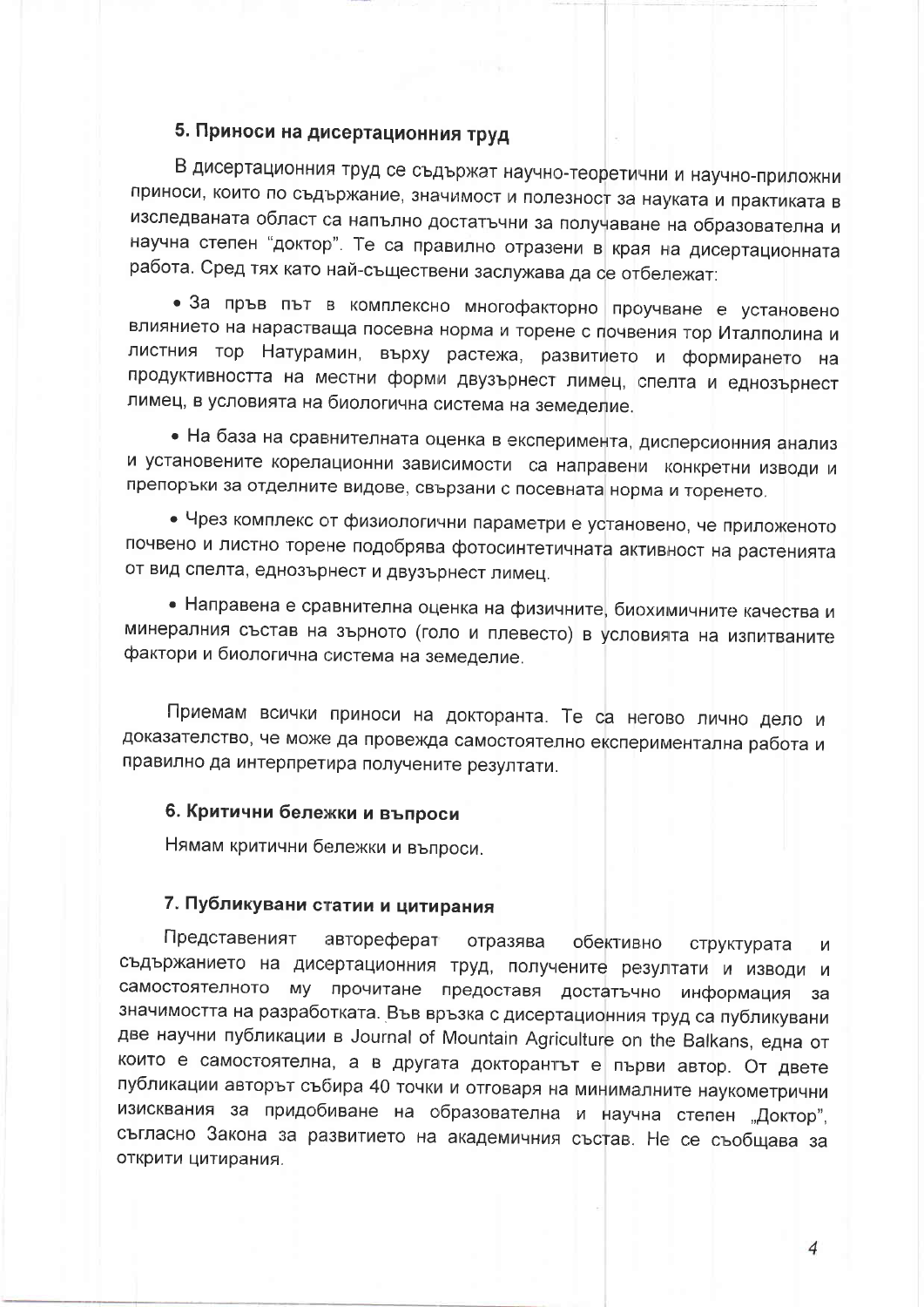### 5. Приноси на дисертационния труд

В дисертационния труд се съдържат научно-теоретични и научно-приложни приноси, които по съдържание, значимост и полезност за науката и практиката в изследваната област са напълно достатъчни за получаване на образователна и научна степен "доктор". Те са правилно отразени в края на дисертационната работа. Сред тях като най-съществени заслужава да се отбележат:

- За пръв път в комплексно многофакторно проучване е установено влиянието на нарастваща посевна норма и торене с почвения тор Италполина и листния тор Натурамин, върху растежа, развитието и формирането на продуктивността на местни форми двузърнест лимец, спелта и еднозърнест лимец, в условията на биологична система на земеделие.
- На база на сравнителната оценка в експеримента, дисперсионния анализ и установените корелационни зависимости са направени конкретни изводи и препоръки за отделните видове, свързани с посевната норма и торенето.
- Чрез комплекс от физиологични параметри е установено, че приложеното почвено и листно торене подобрява фотосинтетичната активност на растенията от вид спелта, еднозърнест и двузърнест лимец.
- Направена е сравнителна оценка на физичните, биохимичните качества и минералния състав на зърното (голо и плевесто) в условията на изпитваните фактори и биологична система на земеделие.

Приемам всички приноси на докторанта. Те са негово лично дело и доказателство, че може да провежда самостоятелно експериментална работа и правилно да интерпретира получените резултати.

### 6. Критични бележки и въпроси

Нямам критични бележки и въпроси.

### 7. Публикувани статии и цитирания

Представеният автореферат отразява обективно структурата и съдържанието на дисертационния труд, получените резултати и изводи и самостоятелното му прочитане предоставя достатъчно информация за значимостта на разработката. Във връзка с дисертационния труд са публикувани две научни публикации в Journal of Mountain Agriculture on the Balkans, една от които е самостоятелна, а в другата докторантът е първи автор. От двете публикации авторът събира 40 точки и отговаря на минималните наукометрични изисквания за придобиване на образователна и научна степен „Доктор", съгласно Закона за развитието на академичния състав. Не се съобщава за открити цитирания.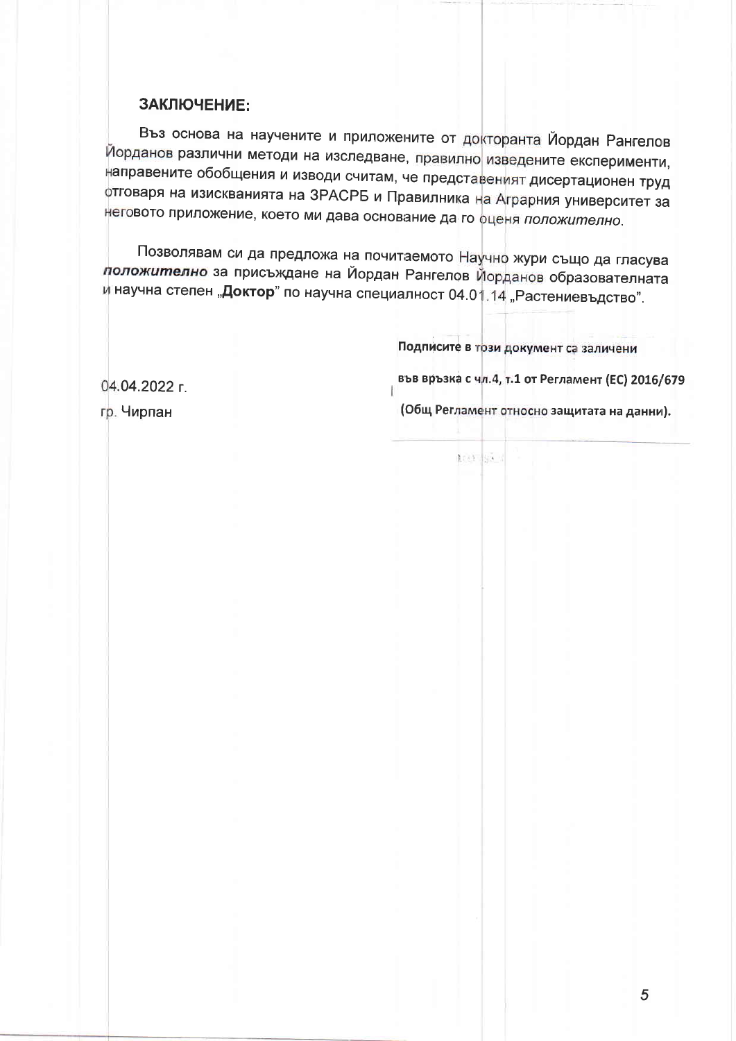**ЗАКЛЮЧЕНИЕ:**

Въз основа на научените и приложените от докторанта Йордан Рангелов Йорданов различни методи на изследване, правилно изведените експерименти, направените обобщения и изводи считам, че представеният дисертационен труд отговаря на изискванията на ЗРАСРБ и Правилника на Аграрния университет за неговото приложение, което ми дава основание да го оценя *положително*.

Позволявам си да предложа на почитаемото Научно жури също да гласува ***положително*** за присъждане на Йордан Рангелов Йорданов образователната и научна степен „**Доктор**" по научна специалност 04.01.14 „Растениевъдство".

**Подписите в този документ са заличени**

**във връзка с чл.4, т.1 от Регламент (ЕС) 2016/679**

**(Общ Регламент относно защитата на данни).**

04.04.2022 г.

гр. Чирпан